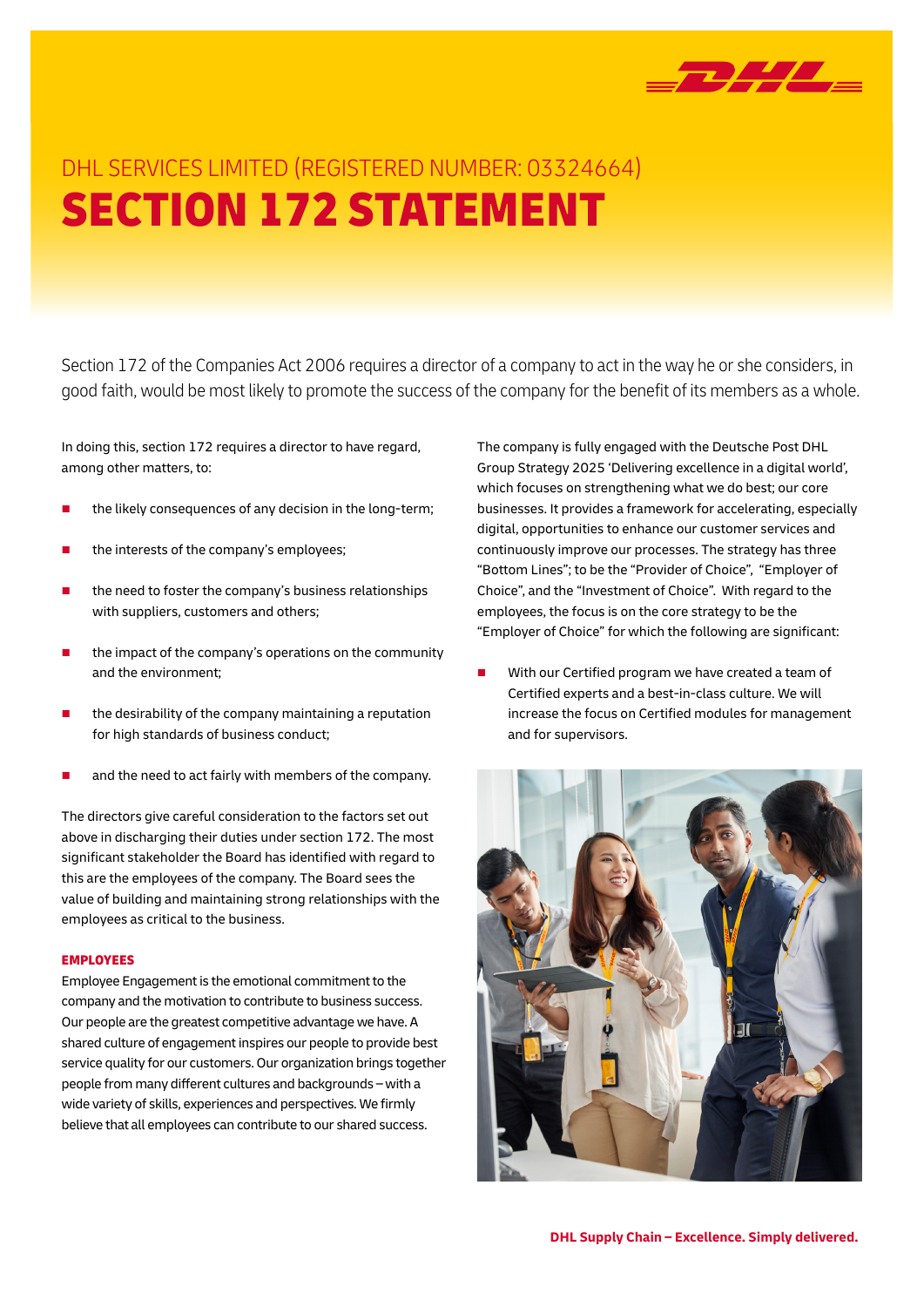DHL SERVICES LIMITED (REGISTERED NUMBER: 03324664)

# SECTION 172 STATEMENT

Section 172 of the Companies Act 2006 requires a director of a company to act in the way he or she considers, in good faith, would be most likely to promote the success of the company for the benefit of its members as a whole.

In doing this, section 172 requires a director to have regard, among other matters, to:

- the likely consequences of any decision in the long-term;
- the interests of the company's employees;
- the need to foster the company's business relationships with suppliers, customers and others;
- the impact of the company's operations on the community and the environment;
- the desirability of the company maintaining a reputation for high standards of business conduct;
- and the need to act fairly with members of the company.

The directors give careful consideration to the factors set out above in discharging their duties under section 172. The most significant stakeholder the Board has identified with regard to this are the employees of the company. The Board sees the value of building and maintaining strong relationships with the employees as critical to the business.

## EMPLOYEES

Employee Engagement is the emotional commitment to the company and the motivation to contribute to business success. Our people are the greatest competitive advantage we have. A shared culture of engagement inspires our people to provide best service quality for our customers. Our organization brings together people from many different cultures and backgrounds – with a wide variety of skills, experiences and perspectives. We firmly believe that all employees can contribute to our shared success.

The company is fully engaged with the Deutsche Post DHL Group Strategy 2025 'Delivering excellence in a digital world', which focuses on strengthening what we do best; our core businesses. It provides a framework for accelerating, especially digital, opportunities to enhance our customer services and continuously improve our processes. The strategy has three "Bottom Lines"; to be the "Provider of Choice", "Employer of Choice", and the "Investment of Choice". With regard to the employees, the focus is on the core strategy to be the "Employer of Choice" for which the following are significant:

- With our Certified program we have created a team of Certified experts and a best-in-class culture. We will increase the focus on Certified modules for management and for supervisors.

**DHL Supply Chain – Excellence. Simply delivered.**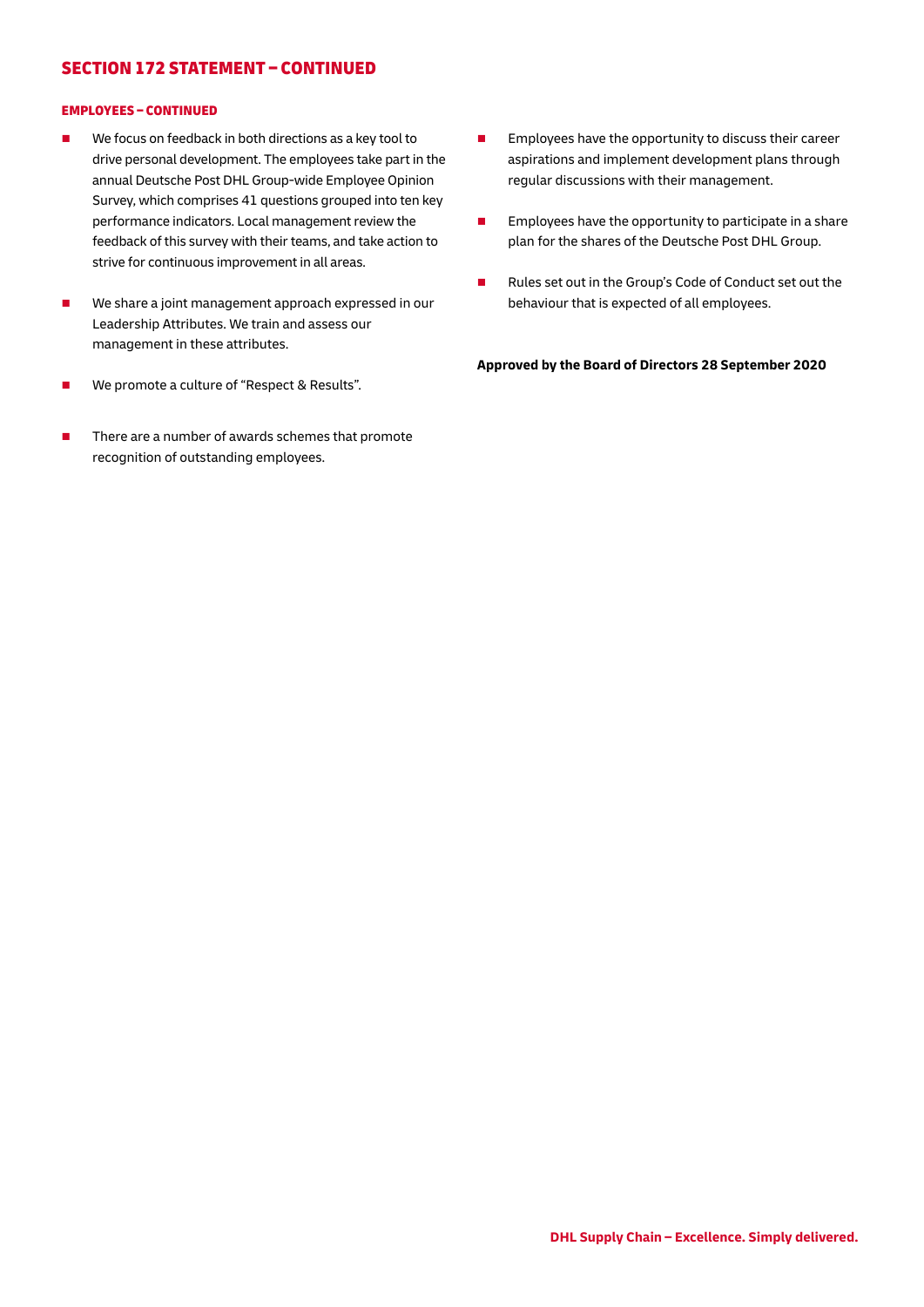## SECTION 172 STATEMENT – CONTINUED

### EMPLOYEES – CONTINUED

- We focus on feedback in both directions as a key tool to drive personal development. The employees take part in the annual Deutsche Post DHL Group-wide Employee Opinion Survey, which comprises 41 questions grouped into ten key performance indicators. Local management review the feedback of this survey with their teams, and take action to strive for continuous improvement in all areas.

- We share a joint management approach expressed in our Leadership Attributes. We train and assess our management in these attributes.

- We promote a culture of "Respect & Results".

- There are a number of awards schemes that promote recognition of outstanding employees.

- Employees have the opportunity to discuss their career aspirations and implement development plans through regular discussions with their management.

- Employees have the opportunity to participate in a share plan for the shares of the Deutsche Post DHL Group.

- Rules set out in the Group's Code of Conduct set out the behaviour that is expected of all employees.

**Approved by the Board of Directors 28 September 2020**